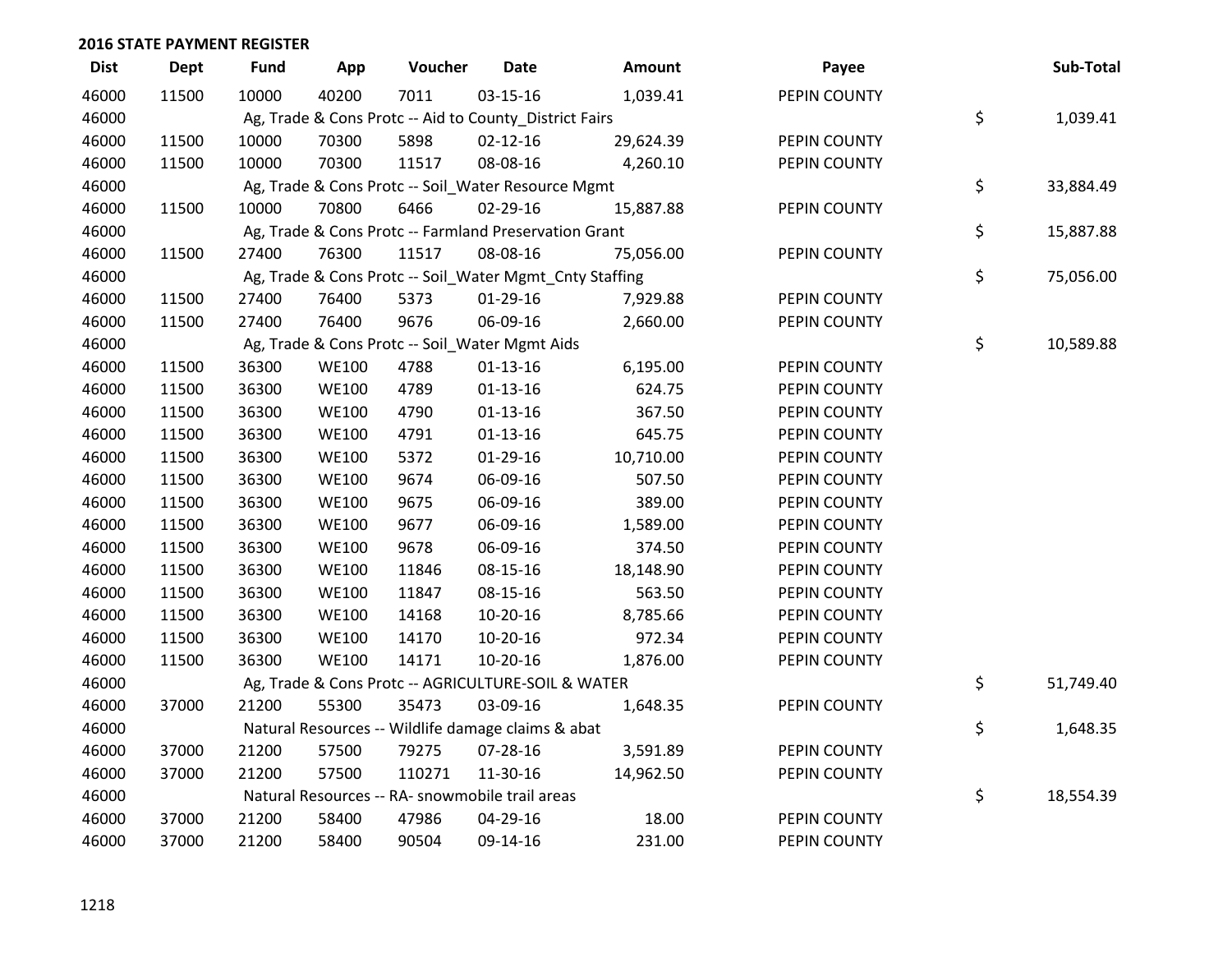## 2016 STATE PAYMENT REGISTER

| Dist | Dept | Fund | App | Voucher | Date | Amount | Payee | | Sub-Total |
|---|---|---|---|---|---|---|---|---|---|
| 46000 | 11500 | 10000 | 40200 | 7011 | 03-15-16 | 1,039.41 | PEPIN COUNTY | | |
| 46000 | | Ag, Trade & Cons Protc -- Aid to County_District Fairs | | | | | | $ | 1,039.41 |
| 46000 | 11500 | 10000 | 70300 | 5898 | 02-12-16 | 29,624.39 | PEPIN COUNTY | | |
| 46000 | 11500 | 10000 | 70300 | 11517 | 08-08-16 | 4,260.10 | PEPIN COUNTY | | |
| 46000 | | Ag, Trade & Cons Protc -- Soil_Water Resource Mgmt | | | | | | $ | 33,884.49 |
| 46000 | 11500 | 10000 | 70800 | 6466 | 02-29-16 | 15,887.88 | PEPIN COUNTY | | |
| 46000 | | Ag, Trade & Cons Protc -- Farmland Preservation Grant | | | | | | $ | 15,887.88 |
| 46000 | 11500 | 27400 | 76300 | 11517 | 08-08-16 | 75,056.00 | PEPIN COUNTY | | |
| 46000 | | Ag, Trade & Cons Protc -- Soil_Water Mgmt_Cnty Staffing | | | | | | $ | 75,056.00 |
| 46000 | 11500 | 27400 | 76400 | 5373 | 01-29-16 | 7,929.88 | PEPIN COUNTY | | |
| 46000 | 11500 | 27400 | 76400 | 9676 | 06-09-16 | 2,660.00 | PEPIN COUNTY | | |
| 46000 | | Ag, Trade & Cons Protc -- Soil_Water Mgmt Aids | | | | | | $ | 10,589.88 |
| 46000 | 11500 | 36300 | WE100 | 4788 | 01-13-16 | 6,195.00 | PEPIN COUNTY | | |
| 46000 | 11500 | 36300 | WE100 | 4789 | 01-13-16 | 624.75 | PEPIN COUNTY | | |
| 46000 | 11500 | 36300 | WE100 | 4790 | 01-13-16 | 367.50 | PEPIN COUNTY | | |
| 46000 | 11500 | 36300 | WE100 | 4791 | 01-13-16 | 645.75 | PEPIN COUNTY | | |
| 46000 | 11500 | 36300 | WE100 | 5372 | 01-29-16 | 10,710.00 | PEPIN COUNTY | | |
| 46000 | 11500 | 36300 | WE100 | 9674 | 06-09-16 | 507.50 | PEPIN COUNTY | | |
| 46000 | 11500 | 36300 | WE100 | 9675 | 06-09-16 | 389.00 | PEPIN COUNTY | | |
| 46000 | 11500 | 36300 | WE100 | 9677 | 06-09-16 | 1,589.00 | PEPIN COUNTY | | |
| 46000 | 11500 | 36300 | WE100 | 9678 | 06-09-16 | 374.50 | PEPIN COUNTY | | |
| 46000 | 11500 | 36300 | WE100 | 11846 | 08-15-16 | 18,148.90 | PEPIN COUNTY | | |
| 46000 | 11500 | 36300 | WE100 | 11847 | 08-15-16 | 563.50 | PEPIN COUNTY | | |
| 46000 | 11500 | 36300 | WE100 | 14168 | 10-20-16 | 8,785.66 | PEPIN COUNTY | | |
| 46000 | 11500 | 36300 | WE100 | 14170 | 10-20-16 | 972.34 | PEPIN COUNTY | | |
| 46000 | 11500 | 36300 | WE100 | 14171 | 10-20-16 | 1,876.00 | PEPIN COUNTY | | |
| 46000 | | Ag, Trade & Cons Protc -- AGRICULTURE-SOIL & WATER | | | | | | $ | 51,749.40 |
| 46000 | 37000 | 21200 | 55300 | 35473 | 03-09-16 | 1,648.35 | PEPIN COUNTY | | |
| 46000 | | Natural Resources -- Wildlife damage claims & abat | | | | | | $ | 1,648.35 |
| 46000 | 37000 | 21200 | 57500 | 79275 | 07-28-16 | 3,591.89 | PEPIN COUNTY | | |
| 46000 | 37000 | 21200 | 57500 | 110271 | 11-30-16 | 14,962.50 | PEPIN COUNTY | | |
| 46000 | | Natural Resources -- RA- snowmobile trail areas | | | | | | $ | 18,554.39 |
| 46000 | 37000 | 21200 | 58400 | 47986 | 04-29-16 | 18.00 | PEPIN COUNTY | | |
| 46000 | 37000 | 21200 | 58400 | 90504 | 09-14-16 | 231.00 | PEPIN COUNTY | | |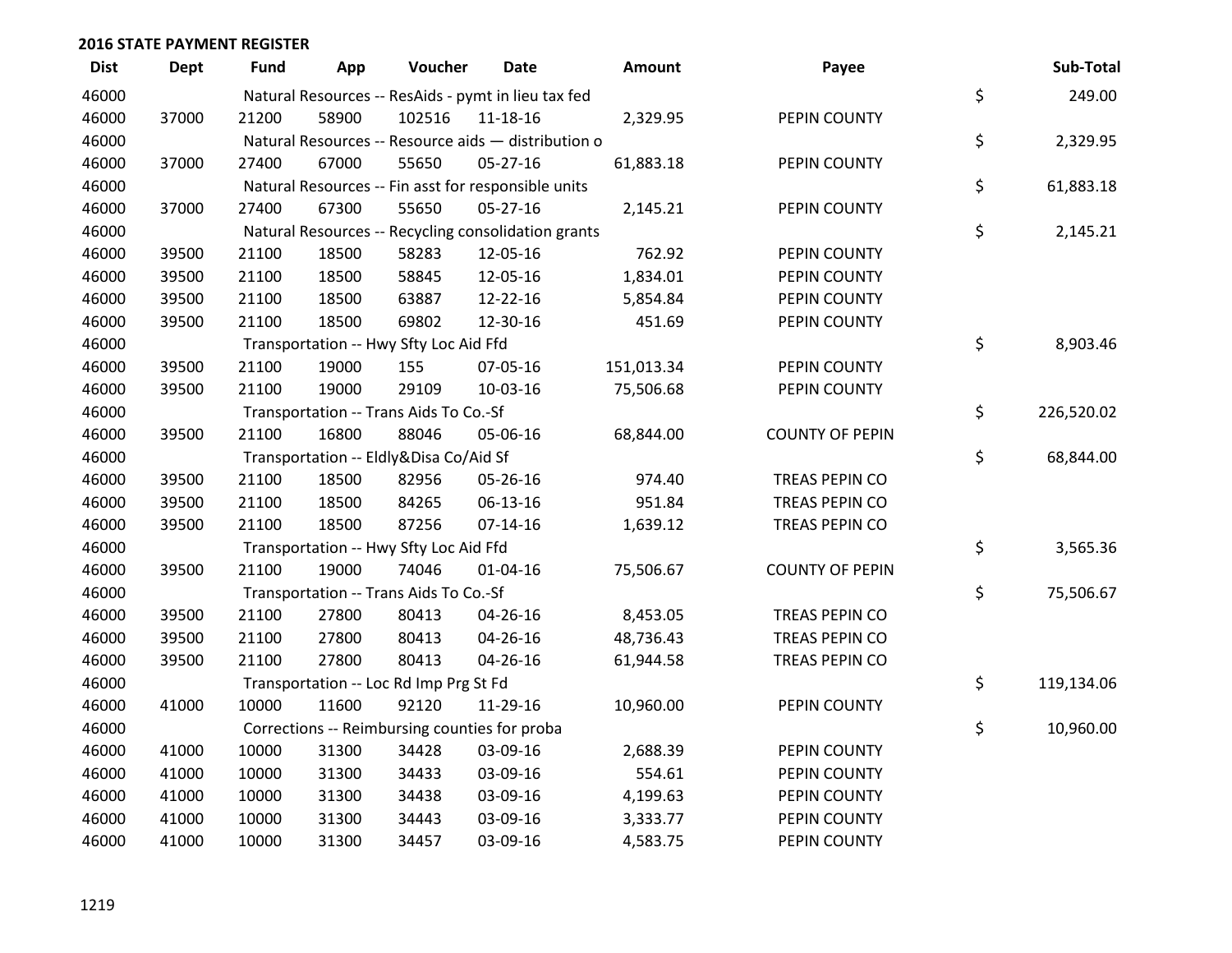## 2016 STATE PAYMENT REGISTER

| Dist | Dept | Fund | App | Voucher | Date | Amount | Payee | | Sub-Total |
|---|---|---|---|---|---|---|---|---|---|
| 46000 | | Natural Resources -- ResAids - pymt in lieu tax fed | | | | | | $ | 249.00 |
| 46000 | 37000 | 21200 | 58900 | 102516 | 11-18-16 | 2,329.95 | PEPIN COUNTY | | |
| 46000 | | Natural Resources -- Resource aids — distribution o | | | | | | $ | 2,329.95 |
| 46000 | 37000 | 27400 | 67000 | 55650 | 05-27-16 | 61,883.18 | PEPIN COUNTY | | |
| 46000 | | Natural Resources -- Fin asst for responsible units | | | | | | $ | 61,883.18 |
| 46000 | 37000 | 27400 | 67300 | 55650 | 05-27-16 | 2,145.21 | PEPIN COUNTY | | |
| 46000 | | Natural Resources -- Recycling consolidation grants | | | | | | $ | 2,145.21 |
| 46000 | 39500 | 21100 | 18500 | 58283 | 12-05-16 | 762.92 | PEPIN COUNTY | | |
| 46000 | 39500 | 21100 | 18500 | 58845 | 12-05-16 | 1,834.01 | PEPIN COUNTY | | |
| 46000 | 39500 | 21100 | 18500 | 63887 | 12-22-16 | 5,854.84 | PEPIN COUNTY | | |
| 46000 | 39500 | 21100 | 18500 | 69802 | 12-30-16 | 451.69 | PEPIN COUNTY | | |
| 46000 | | Transportation -- Hwy Sfty Loc Aid Ffd | | | | | | $ | 8,903.46 |
| 46000 | 39500 | 21100 | 19000 | 155 | 07-05-16 | 151,013.34 | PEPIN COUNTY | | |
| 46000 | 39500 | 21100 | 19000 | 29109 | 10-03-16 | 75,506.68 | PEPIN COUNTY | | |
| 46000 | | Transportation -- Trans Aids To Co.-Sf | | | | | | $ | 226,520.02 |
| 46000 | 39500 | 21100 | 16800 | 88046 | 05-06-16 | 68,844.00 | COUNTY OF PEPIN | | |
| 46000 | | Transportation -- Eldly&Disa Co/Aid Sf | | | | | | $ | 68,844.00 |
| 46000 | 39500 | 21100 | 18500 | 82956 | 05-26-16 | 974.40 | TREAS PEPIN CO | | |
| 46000 | 39500 | 21100 | 18500 | 84265 | 06-13-16 | 951.84 | TREAS PEPIN CO | | |
| 46000 | 39500 | 21100 | 18500 | 87256 | 07-14-16 | 1,639.12 | TREAS PEPIN CO | | |
| 46000 | | Transportation -- Hwy Sfty Loc Aid Ffd | | | | | | $ | 3,565.36 |
| 46000 | 39500 | 21100 | 19000 | 74046 | 01-04-16 | 75,506.67 | COUNTY OF PEPIN | | |
| 46000 | | Transportation -- Trans Aids To Co.-Sf | | | | | | $ | 75,506.67 |
| 46000 | 39500 | 21100 | 27800 | 80413 | 04-26-16 | 8,453.05 | TREAS PEPIN CO | | |
| 46000 | 39500 | 21100 | 27800 | 80413 | 04-26-16 | 48,736.43 | TREAS PEPIN CO | | |
| 46000 | 39500 | 21100 | 27800 | 80413 | 04-26-16 | 61,944.58 | TREAS PEPIN CO | | |
| 46000 | | Transportation -- Loc Rd Imp Prg St Fd | | | | | | $ | 119,134.06 |
| 46000 | 41000 | 10000 | 11600 | 92120 | 11-29-16 | 10,960.00 | PEPIN COUNTY | | |
| 46000 | | Corrections -- Reimbursing counties for proba | | | | | | $ | 10,960.00 |
| 46000 | 41000 | 10000 | 31300 | 34428 | 03-09-16 | 2,688.39 | PEPIN COUNTY | | |
| 46000 | 41000 | 10000 | 31300 | 34433 | 03-09-16 | 554.61 | PEPIN COUNTY | | |
| 46000 | 41000 | 10000 | 31300 | 34438 | 03-09-16 | 4,199.63 | PEPIN COUNTY | | |
| 46000 | 41000 | 10000 | 31300 | 34443 | 03-09-16 | 3,333.77 | PEPIN COUNTY | | |
| 46000 | 41000 | 10000 | 31300 | 34457 | 03-09-16 | 4,583.75 | PEPIN COUNTY | | |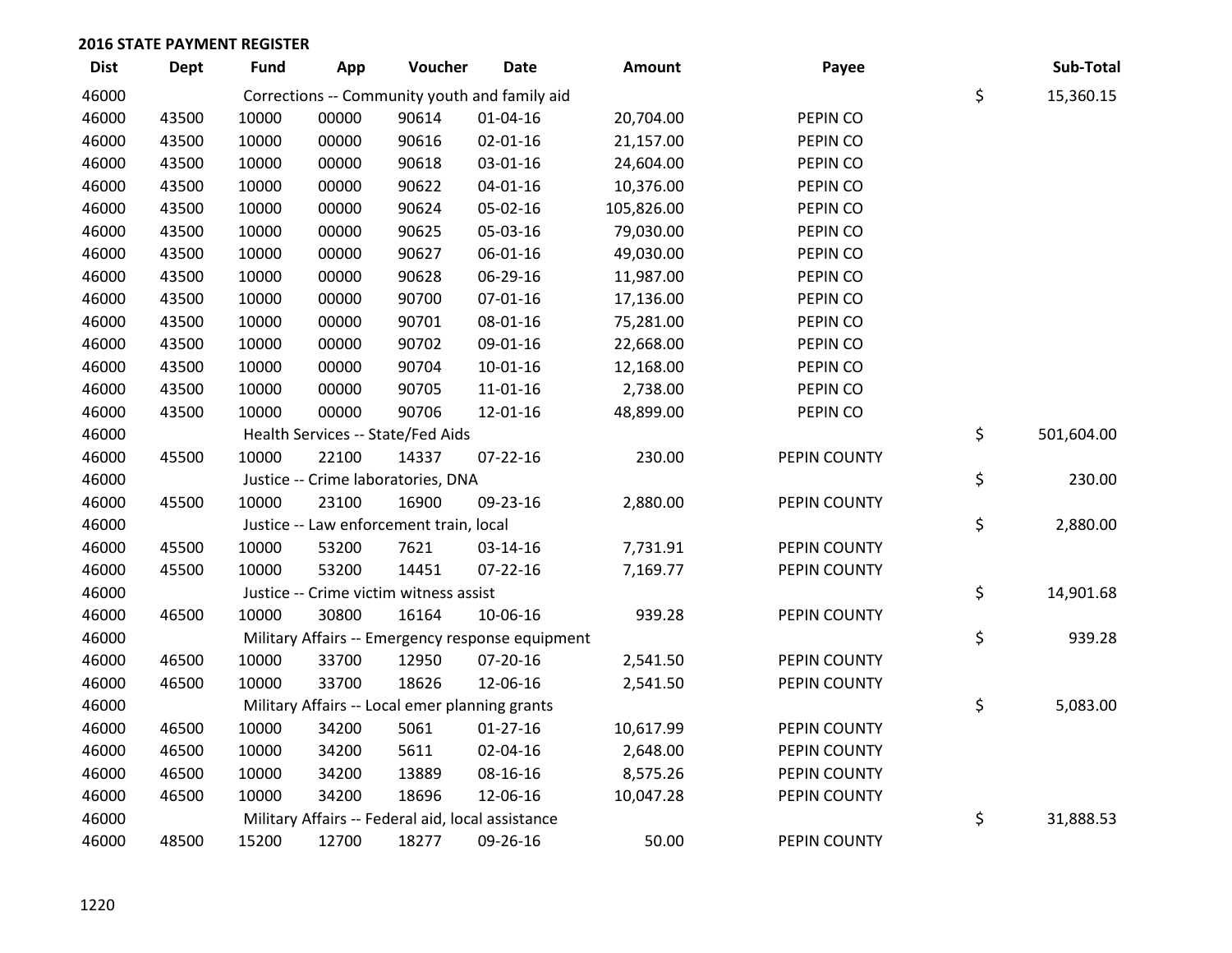## 2016 STATE PAYMENT REGISTER

| Dist | Dept | Fund | App | Voucher | Date | Amount | Payee | | Sub-Total |
|---|---|---|---|---|---|---|---|---|---|
| 46000 | | Corrections -- Community youth and family aid | | | | | | $ | 15,360.15 |
| 46000 | 43500 | 10000 | 00000 | 90614 | 01-04-16 | 20,704.00 | PEPIN CO | | |
| 46000 | 43500 | 10000 | 00000 | 90616 | 02-01-16 | 21,157.00 | PEPIN CO | | |
| 46000 | 43500 | 10000 | 00000 | 90618 | 03-01-16 | 24,604.00 | PEPIN CO | | |
| 46000 | 43500 | 10000 | 00000 | 90622 | 04-01-16 | 10,376.00 | PEPIN CO | | |
| 46000 | 43500 | 10000 | 00000 | 90624 | 05-02-16 | 105,826.00 | PEPIN CO | | |
| 46000 | 43500 | 10000 | 00000 | 90625 | 05-03-16 | 79,030.00 | PEPIN CO | | |
| 46000 | 43500 | 10000 | 00000 | 90627 | 06-01-16 | 49,030.00 | PEPIN CO | | |
| 46000 | 43500 | 10000 | 00000 | 90628 | 06-29-16 | 11,987.00 | PEPIN CO | | |
| 46000 | 43500 | 10000 | 00000 | 90700 | 07-01-16 | 17,136.00 | PEPIN CO | | |
| 46000 | 43500 | 10000 | 00000 | 90701 | 08-01-16 | 75,281.00 | PEPIN CO | | |
| 46000 | 43500 | 10000 | 00000 | 90702 | 09-01-16 | 22,668.00 | PEPIN CO | | |
| 46000 | 43500 | 10000 | 00000 | 90704 | 10-01-16 | 12,168.00 | PEPIN CO | | |
| 46000 | 43500 | 10000 | 00000 | 90705 | 11-01-16 | 2,738.00 | PEPIN CO | | |
| 46000 | 43500 | 10000 | 00000 | 90706 | 12-01-16 | 48,899.00 | PEPIN CO | | |
| 46000 | | Health Services -- State/Fed Aids | | | | | | $ | 501,604.00 |
| 46000 | 45500 | 10000 | 22100 | 14337 | 07-22-16 | 230.00 | PEPIN COUNTY | | |
| 46000 | | Justice -- Crime laboratories, DNA | | | | | | $ | 230.00 |
| 46000 | 45500 | 10000 | 23100 | 16900 | 09-23-16 | 2,880.00 | PEPIN COUNTY | | |
| 46000 | | Justice -- Law enforcement train, local | | | | | | $ | 2,880.00 |
| 46000 | 45500 | 10000 | 53200 | 7621 | 03-14-16 | 7,731.91 | PEPIN COUNTY | | |
| 46000 | 45500 | 10000 | 53200 | 14451 | 07-22-16 | 7,169.77 | PEPIN COUNTY | | |
| 46000 | | Justice -- Crime victim witness assist | | | | | | $ | 14,901.68 |
| 46000 | 46500 | 10000 | 30800 | 16164 | 10-06-16 | 939.28 | PEPIN COUNTY | | |
| 46000 | | Military Affairs -- Emergency response equipment | | | | | | $ | 939.28 |
| 46000 | 46500 | 10000 | 33700 | 12950 | 07-20-16 | 2,541.50 | PEPIN COUNTY | | |
| 46000 | 46500 | 10000 | 33700 | 18626 | 12-06-16 | 2,541.50 | PEPIN COUNTY | | |
| 46000 | | Military Affairs -- Local emer planning grants | | | | | | $ | 5,083.00 |
| 46000 | 46500 | 10000 | 34200 | 5061 | 01-27-16 | 10,617.99 | PEPIN COUNTY | | |
| 46000 | 46500 | 10000 | 34200 | 5611 | 02-04-16 | 2,648.00 | PEPIN COUNTY | | |
| 46000 | 46500 | 10000 | 34200 | 13889 | 08-16-16 | 8,575.26 | PEPIN COUNTY | | |
| 46000 | 46500 | 10000 | 34200 | 18696 | 12-06-16 | 10,047.28 | PEPIN COUNTY | | |
| 46000 | | Military Affairs -- Federal aid, local assistance | | | | | | $ | 31,888.53 |
| 46000 | 48500 | 15200 | 12700 | 18277 | 09-26-16 | 50.00 | PEPIN COUNTY | | |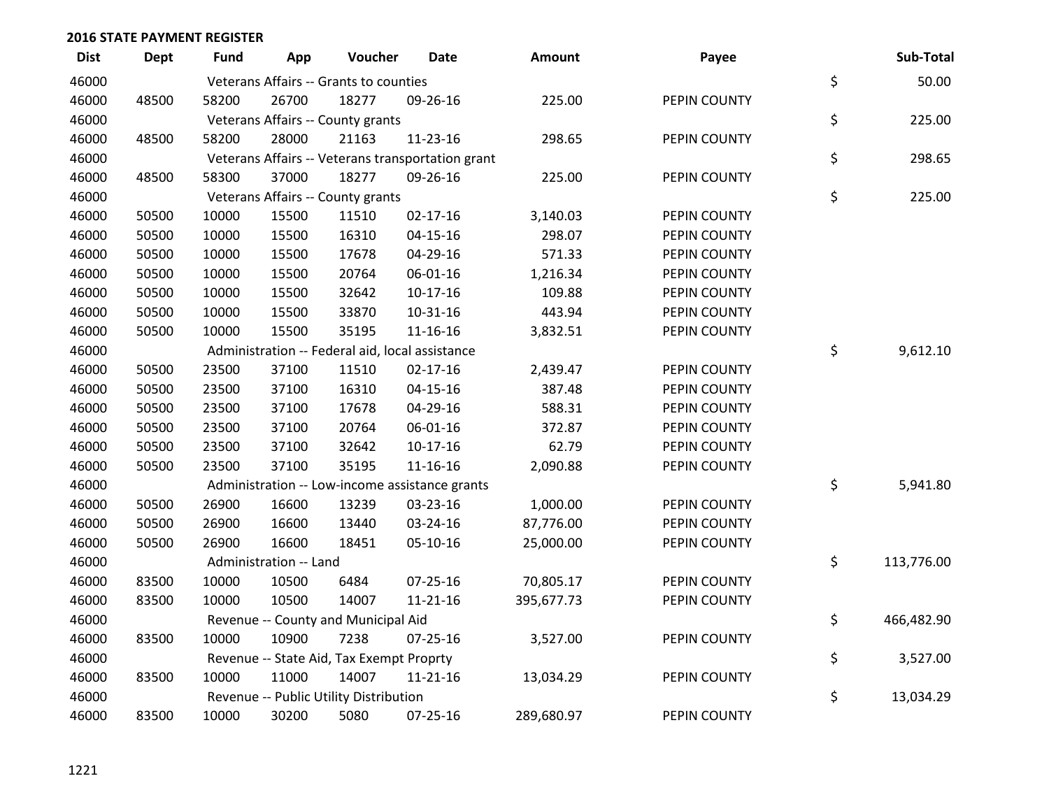## 2016 STATE PAYMENT REGISTER

| Dist | Dept | Fund | App | Voucher | Date | Amount | Payee | | Sub-Total |
|---|---|---|---|---|---|---|---|---|---|
| 46000 | | Veterans Affairs -- Grants to counties | | | | | | $ | 50.00 |
| 46000 | 48500 | 58200 | 26700 | 18277 | 09-26-16 | 225.00 | PEPIN COUNTY | | |
| 46000 | | Veterans Affairs -- County grants | | | | | | $ | 225.00 |
| 46000 | 48500 | 58200 | 28000 | 21163 | 11-23-16 | 298.65 | PEPIN COUNTY | | |
| 46000 | | Veterans Affairs -- Veterans transportation grant | | | | | | $ | 298.65 |
| 46000 | 48500 | 58300 | 37000 | 18277 | 09-26-16 | 225.00 | PEPIN COUNTY | | |
| 46000 | | Veterans Affairs -- County grants | | | | | | $ | 225.00 |
| 46000 | 50500 | 10000 | 15500 | 11510 | 02-17-16 | 3,140.03 | PEPIN COUNTY | | |
| 46000 | 50500 | 10000 | 15500 | 16310 | 04-15-16 | 298.07 | PEPIN COUNTY | | |
| 46000 | 50500 | 10000 | 15500 | 17678 | 04-29-16 | 571.33 | PEPIN COUNTY | | |
| 46000 | 50500 | 10000 | 15500 | 20764 | 06-01-16 | 1,216.34 | PEPIN COUNTY | | |
| 46000 | 50500 | 10000 | 15500 | 32642 | 10-17-16 | 109.88 | PEPIN COUNTY | | |
| 46000 | 50500 | 10000 | 15500 | 33870 | 10-31-16 | 443.94 | PEPIN COUNTY | | |
| 46000 | 50500 | 10000 | 15500 | 35195 | 11-16-16 | 3,832.51 | PEPIN COUNTY | | |
| 46000 | | Administration -- Federal aid, local assistance | | | | | | $ | 9,612.10 |
| 46000 | 50500 | 23500 | 37100 | 11510 | 02-17-16 | 2,439.47 | PEPIN COUNTY | | |
| 46000 | 50500 | 23500 | 37100 | 16310 | 04-15-16 | 387.48 | PEPIN COUNTY | | |
| 46000 | 50500 | 23500 | 37100 | 17678 | 04-29-16 | 588.31 | PEPIN COUNTY | | |
| 46000 | 50500 | 23500 | 37100 | 20764 | 06-01-16 | 372.87 | PEPIN COUNTY | | |
| 46000 | 50500 | 23500 | 37100 | 32642 | 10-17-16 | 62.79 | PEPIN COUNTY | | |
| 46000 | 50500 | 23500 | 37100 | 35195 | 11-16-16 | 2,090.88 | PEPIN COUNTY | | |
| 46000 | | Administration -- Low-income assistance grants | | | | | | $ | 5,941.80 |
| 46000 | 50500 | 26900 | 16600 | 13239 | 03-23-16 | 1,000.00 | PEPIN COUNTY | | |
| 46000 | 50500 | 26900 | 16600 | 13440 | 03-24-16 | 87,776.00 | PEPIN COUNTY | | |
| 46000 | 50500 | 26900 | 16600 | 18451 | 05-10-16 | 25,000.00 | PEPIN COUNTY | | |
| 46000 | | Administration -- Land | | | | | | $ | 113,776.00 |
| 46000 | 83500 | 10000 | 10500 | 6484 | 07-25-16 | 70,805.17 | PEPIN COUNTY | | |
| 46000 | 83500 | 10000 | 10500 | 14007 | 11-21-16 | 395,677.73 | PEPIN COUNTY | | |
| 46000 | | Revenue -- County and Municipal Aid | | | | | | $ | 466,482.90 |
| 46000 | 83500 | 10000 | 10900 | 7238 | 07-25-16 | 3,527.00 | PEPIN COUNTY | | |
| 46000 | | Revenue -- State Aid, Tax Exempt Proprty | | | | | | $ | 3,527.00 |
| 46000 | 83500 | 10000 | 11000 | 14007 | 11-21-16 | 13,034.29 | PEPIN COUNTY | | |
| 46000 | | Revenue -- Public Utility Distribution | | | | | | $ | 13,034.29 |
| 46000 | 83500 | 10000 | 30200 | 5080 | 07-25-16 | 289,680.97 | PEPIN COUNTY | | |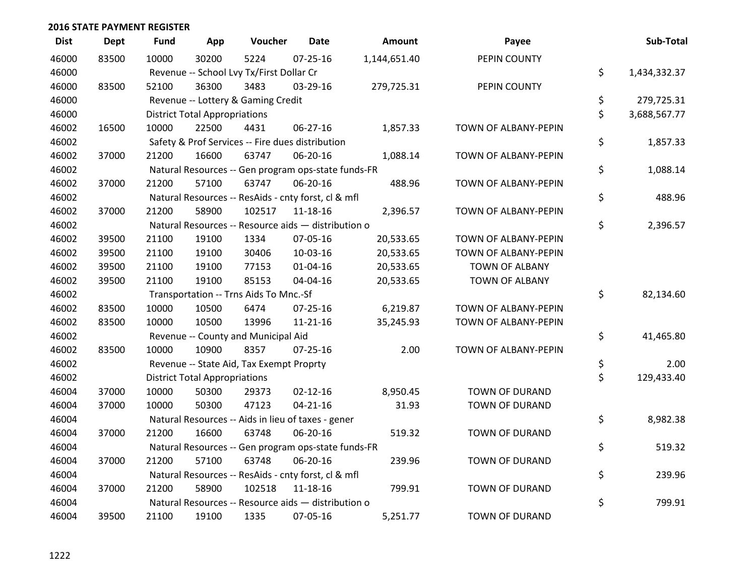## 2016 STATE PAYMENT REGISTER

| Dist | Dept | Fund | App | Voucher | Date | Amount | Payee | Sub-Total |
|---|---|---|---|---|---|---|---|---|
| 46000 | 83500 | 10000 | 30200 | 5224 | 07-25-16 | 1,144,651.40 | PEPIN COUNTY | |
| 46000 | | Revenue -- School Lvy Tx/First Dollar Cr | | | | | | $ 1,434,332.37 |
| 46000 | 83500 | 52100 | 36300 | 3483 | 03-29-16 | 279,725.31 | PEPIN COUNTY | |
| 46000 | | Revenue -- Lottery & Gaming Credit | | | | | | $ 279,725.31 |
| 46000 | | District Total Appropriations | | | | | | $ 3,688,567.77 |
| 46002 | 16500 | 10000 | 22500 | 4431 | 06-27-16 | 1,857.33 | TOWN OF ALBANY-PEPIN | |
| 46002 | | Safety & Prof Services -- Fire dues distribution | | | | | | $ 1,857.33 |
| 46002 | 37000 | 21200 | 16600 | 63747 | 06-20-16 | 1,088.14 | TOWN OF ALBANY-PEPIN | |
| 46002 | | Natural Resources -- Gen program ops-state funds-FR | | | | | | $ 1,088.14 |
| 46002 | 37000 | 21200 | 57100 | 63747 | 06-20-16 | 488.96 | TOWN OF ALBANY-PEPIN | |
| 46002 | | Natural Resources -- ResAids - cnty forst, cl & mfl | | | | | | $ 488.96 |
| 46002 | 37000 | 21200 | 58900 | 102517 | 11-18-16 | 2,396.57 | TOWN OF ALBANY-PEPIN | |
| 46002 | | Natural Resources -- Resource aids — distribution o | | | | | | $ 2,396.57 |
| 46002 | 39500 | 21100 | 19100 | 1334 | 07-05-16 | 20,533.65 | TOWN OF ALBANY-PEPIN | |
| 46002 | 39500 | 21100 | 19100 | 30406 | 10-03-16 | 20,533.65 | TOWN OF ALBANY-PEPIN | |
| 46002 | 39500 | 21100 | 19100 | 77153 | 01-04-16 | 20,533.65 | TOWN OF ALBANY | |
| 46002 | 39500 | 21100 | 19100 | 85153 | 04-04-16 | 20,533.65 | TOWN OF ALBANY | |
| 46002 | | Transportation -- Trns Aids To Mnc.-Sf | | | | | | $ 82,134.60 |
| 46002 | 83500 | 10000 | 10500 | 6474 | 07-25-16 | 6,219.87 | TOWN OF ALBANY-PEPIN | |
| 46002 | 83500 | 10000 | 10500 | 13996 | 11-21-16 | 35,245.93 | TOWN OF ALBANY-PEPIN | |
| 46002 | | Revenue -- County and Municipal Aid | | | | | | $ 41,465.80 |
| 46002 | 83500 | 10000 | 10900 | 8357 | 07-25-16 | 2.00 | TOWN OF ALBANY-PEPIN | |
| 46002 | | Revenue -- State Aid, Tax Exempt Proprty | | | | | | $ 2.00 |
| 46002 | | District Total Appropriations | | | | | | $ 129,433.40 |
| 46004 | 37000 | 10000 | 50300 | 29373 | 02-12-16 | 8,950.45 | TOWN OF DURAND | |
| 46004 | 37000 | 10000 | 50300 | 47123 | 04-21-16 | 31.93 | TOWN OF DURAND | |
| 46004 | | Natural Resources -- Aids in lieu of taxes - gener | | | | | | $ 8,982.38 |
| 46004 | 37000 | 21200 | 16600 | 63748 | 06-20-16 | 519.32 | TOWN OF DURAND | |
| 46004 | | Natural Resources -- Gen program ops-state funds-FR | | | | | | $ 519.32 |
| 46004 | 37000 | 21200 | 57100 | 63748 | 06-20-16 | 239.96 | TOWN OF DURAND | |
| 46004 | | Natural Resources -- ResAids - cnty forst, cl & mfl | | | | | | $ 239.96 |
| 46004 | 37000 | 21200 | 58900 | 102518 | 11-18-16 | 799.91 | TOWN OF DURAND | |
| 46004 | | Natural Resources -- Resource aids — distribution o | | | | | | $ 799.91 |
| 46004 | 39500 | 21100 | 19100 | 1335 | 07-05-16 | 5,251.77 | TOWN OF DURAND | |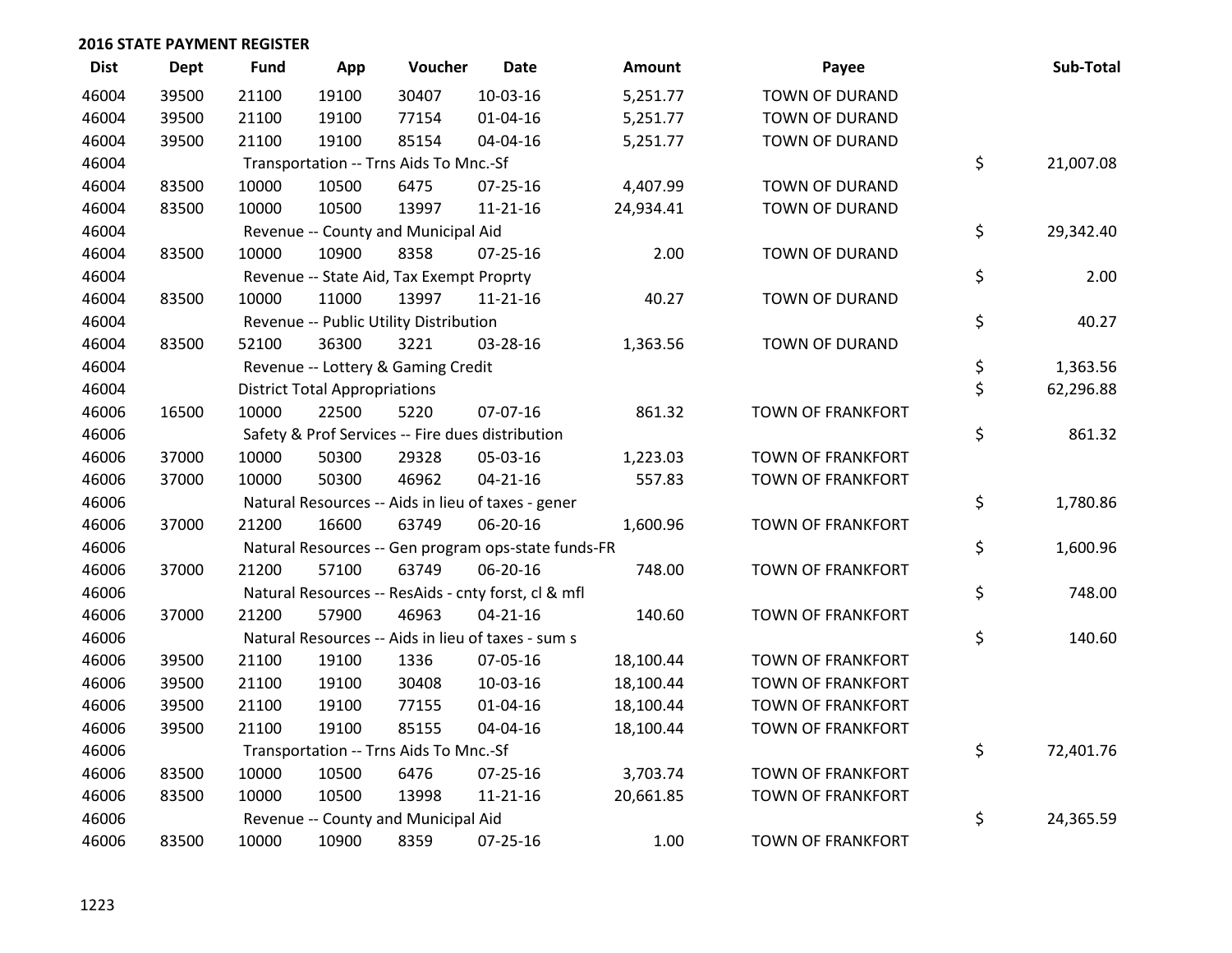## 2016 STATE PAYMENT REGISTER

| Dist | Dept | Fund | App | Voucher | Date | Amount | Payee | Sub-Total |
|---|---|---|---|---|---|---|---|---|
| 46004 | 39500 | 21100 | 19100 | 30407 | 10-03-16 | 5,251.77 | TOWN OF DURAND | |
| 46004 | 39500 | 21100 | 19100 | 77154 | 01-04-16 | 5,251.77 | TOWN OF DURAND | |
| 46004 | 39500 | 21100 | 19100 | 85154 | 04-04-16 | 5,251.77 | TOWN OF DURAND | |
| 46004 | | Transportation -- Trns Aids To Mnc.-Sf | | | | | | $ 21,007.08 |
| 46004 | 83500 | 10000 | 10500 | 6475 | 07-25-16 | 4,407.99 | TOWN OF DURAND | |
| 46004 | 83500 | 10000 | 10500 | 13997 | 11-21-16 | 24,934.41 | TOWN OF DURAND | |
| 46004 | | Revenue -- County and Municipal Aid | | | | | | $ 29,342.40 |
| 46004 | 83500 | 10000 | 10900 | 8358 | 07-25-16 | 2.00 | TOWN OF DURAND | |
| 46004 | | Revenue -- State Aid, Tax Exempt Proprty | | | | | | $ 2.00 |
| 46004 | 83500 | 10000 | 11000 | 13997 | 11-21-16 | 40.27 | TOWN OF DURAND | |
| 46004 | | Revenue -- Public Utility Distribution | | | | | | $ 40.27 |
| 46004 | 83500 | 52100 | 36300 | 3221 | 03-28-16 | 1,363.56 | TOWN OF DURAND | |
| 46004 | | Revenue -- Lottery & Gaming Credit | | | | | | $ 1,363.56 |
| 46004 | | District Total Appropriations | | | | | | $ 62,296.88 |
| 46006 | 16500 | 10000 | 22500 | 5220 | 07-07-16 | 861.32 | TOWN OF FRANKFORT | |
| 46006 | | Safety & Prof Services -- Fire dues distribution | | | | | | $ 861.32 |
| 46006 | 37000 | 10000 | 50300 | 29328 | 05-03-16 | 1,223.03 | TOWN OF FRANKFORT | |
| 46006 | 37000 | 10000 | 50300 | 46962 | 04-21-16 | 557.83 | TOWN OF FRANKFORT | |
| 46006 | | Natural Resources -- Aids in lieu of taxes - gener | | | | | | $ 1,780.86 |
| 46006 | 37000 | 21200 | 16600 | 63749 | 06-20-16 | 1,600.96 | TOWN OF FRANKFORT | |
| 46006 | | Natural Resources -- Gen program ops-state funds-FR | | | | | | $ 1,600.96 |
| 46006 | 37000 | 21200 | 57100 | 63749 | 06-20-16 | 748.00 | TOWN OF FRANKFORT | |
| 46006 | | Natural Resources -- ResAids - cnty forst, cl & mfl | | | | | | $ 748.00 |
| 46006 | 37000 | 21200 | 57900 | 46963 | 04-21-16 | 140.60 | TOWN OF FRANKFORT | |
| 46006 | | Natural Resources -- Aids in lieu of taxes - sum s | | | | | | $ 140.60 |
| 46006 | 39500 | 21100 | 19100 | 1336 | 07-05-16 | 18,100.44 | TOWN OF FRANKFORT | |
| 46006 | 39500 | 21100 | 19100 | 30408 | 10-03-16 | 18,100.44 | TOWN OF FRANKFORT | |
| 46006 | 39500 | 21100 | 19100 | 77155 | 01-04-16 | 18,100.44 | TOWN OF FRANKFORT | |
| 46006 | 39500 | 21100 | 19100 | 85155 | 04-04-16 | 18,100.44 | TOWN OF FRANKFORT | |
| 46006 | | Transportation -- Trns Aids To Mnc.-Sf | | | | | | $ 72,401.76 |
| 46006 | 83500 | 10000 | 10500 | 6476 | 07-25-16 | 3,703.74 | TOWN OF FRANKFORT | |
| 46006 | 83500 | 10000 | 10500 | 13998 | 11-21-16 | 20,661.85 | TOWN OF FRANKFORT | |
| 46006 | | Revenue -- County and Municipal Aid | | | | | | $ 24,365.59 |
| 46006 | 83500 | 10000 | 10900 | 8359 | 07-25-16 | 1.00 | TOWN OF FRANKFORT | |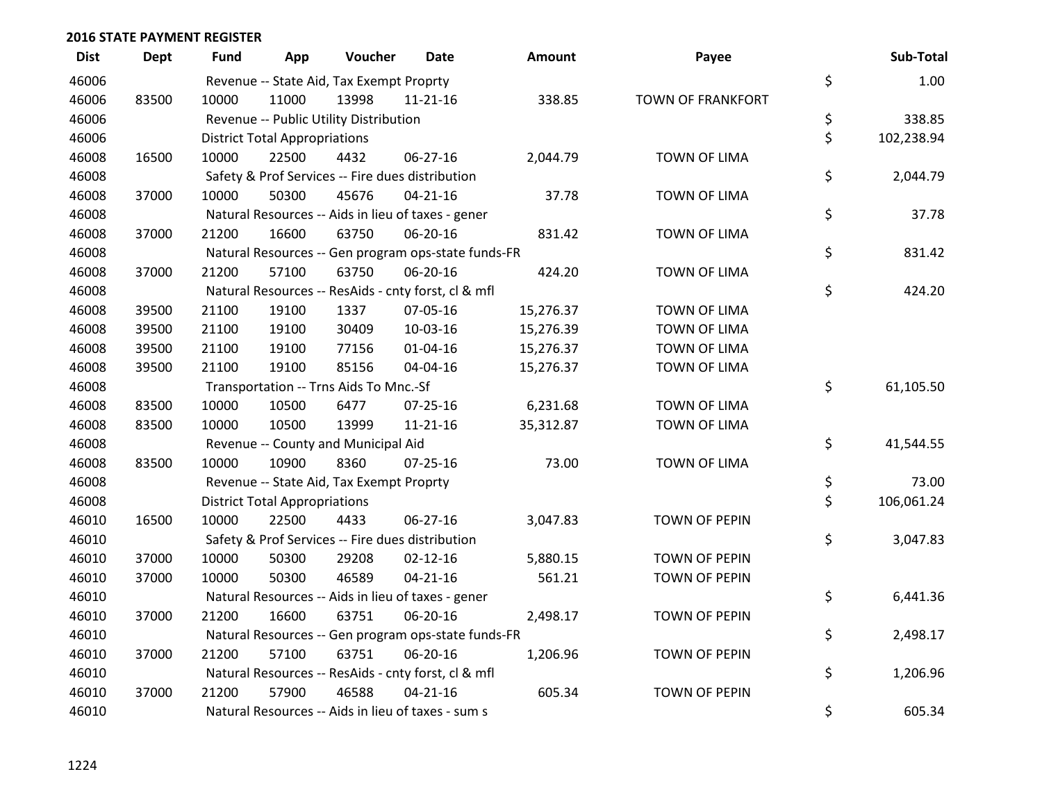## 2016 STATE PAYMENT REGISTER

| Dist | Dept | Fund | App | Voucher | Date | Amount | Payee | | Sub-Total |
|---|---|---|---|---|---|---|---|---|---|
| 46006 | | Revenue -- State Aid, Tax Exempt Proprty | | | | | | $ | 1.00 |
| 46006 | 83500 | 10000 | 11000 | 13998 | 11-21-16 | 338.85 | TOWN OF FRANKFORT | | |
| 46006 | | Revenue -- Public Utility Distribution | | | | | | $ | 338.85 |
| 46006 | | District Total Appropriations | | | | | | $ | 102,238.94 |
| 46008 | 16500 | 10000 | 22500 | 4432 | 06-27-16 | 2,044.79 | TOWN OF LIMA | | |
| 46008 | | Safety & Prof Services -- Fire dues distribution | | | | | | $ | 2,044.79 |
| 46008 | 37000 | 10000 | 50300 | 45676 | 04-21-16 | 37.78 | TOWN OF LIMA | | |
| 46008 | | Natural Resources -- Aids in lieu of taxes - gener | | | | | | $ | 37.78 |
| 46008 | 37000 | 21200 | 16600 | 63750 | 06-20-16 | 831.42 | TOWN OF LIMA | | |
| 46008 | | Natural Resources -- Gen program ops-state funds-FR | | | | | | $ | 831.42 |
| 46008 | 37000 | 21200 | 57100 | 63750 | 06-20-16 | 424.20 | TOWN OF LIMA | | |
| 46008 | | Natural Resources -- ResAids - cnty forst, cl & mfl | | | | | | $ | 424.20 |
| 46008 | 39500 | 21100 | 19100 | 1337 | 07-05-16 | 15,276.37 | TOWN OF LIMA | | |
| 46008 | 39500 | 21100 | 19100 | 30409 | 10-03-16 | 15,276.39 | TOWN OF LIMA | | |
| 46008 | 39500 | 21100 | 19100 | 77156 | 01-04-16 | 15,276.37 | TOWN OF LIMA | | |
| 46008 | 39500 | 21100 | 19100 | 85156 | 04-04-16 | 15,276.37 | TOWN OF LIMA | | |
| 46008 | | Transportation -- Trns Aids To Mnc.-Sf | | | | | | $ | 61,105.50 |
| 46008 | 83500 | 10000 | 10500 | 6477 | 07-25-16 | 6,231.68 | TOWN OF LIMA | | |
| 46008 | 83500 | 10000 | 10500 | 13999 | 11-21-16 | 35,312.87 | TOWN OF LIMA | | |
| 46008 | | Revenue -- County and Municipal Aid | | | | | | $ | 41,544.55 |
| 46008 | 83500 | 10000 | 10900 | 8360 | 07-25-16 | 73.00 | TOWN OF LIMA | | |
| 46008 | | Revenue -- State Aid, Tax Exempt Proprty | | | | | | $ | 73.00 |
| 46008 | | District Total Appropriations | | | | | | $ | 106,061.24 |
| 46010 | 16500 | 10000 | 22500 | 4433 | 06-27-16 | 3,047.83 | TOWN OF PEPIN | | |
| 46010 | | Safety & Prof Services -- Fire dues distribution | | | | | | $ | 3,047.83 |
| 46010 | 37000 | 10000 | 50300 | 29208 | 02-12-16 | 5,880.15 | TOWN OF PEPIN | | |
| 46010 | 37000 | 10000 | 50300 | 46589 | 04-21-16 | 561.21 | TOWN OF PEPIN | | |
| 46010 | | Natural Resources -- Aids in lieu of taxes - gener | | | | | | $ | 6,441.36 |
| 46010 | 37000 | 21200 | 16600 | 63751 | 06-20-16 | 2,498.17 | TOWN OF PEPIN | | |
| 46010 | | Natural Resources -- Gen program ops-state funds-FR | | | | | | $ | 2,498.17 |
| 46010 | 37000 | 21200 | 57100 | 63751 | 06-20-16 | 1,206.96 | TOWN OF PEPIN | | |
| 46010 | | Natural Resources -- ResAids - cnty forst, cl & mfl | | | | | | $ | 1,206.96 |
| 46010 | 37000 | 21200 | 57900 | 46588 | 04-21-16 | 605.34 | TOWN OF PEPIN | | |
| 46010 | | Natural Resources -- Aids in lieu of taxes - sum s | | | | | | $ | 605.34 |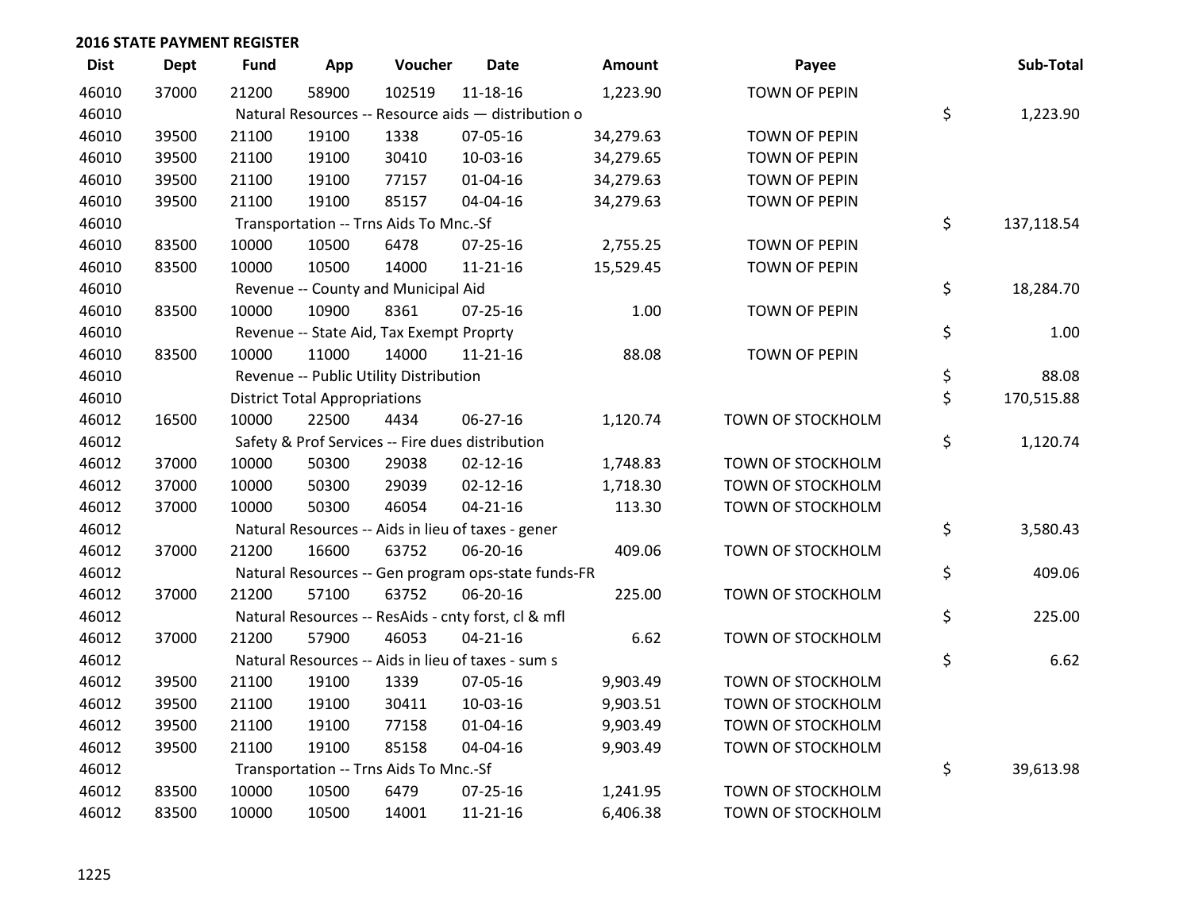## 2016 STATE PAYMENT REGISTER

| Dist | Dept | Fund | App | Voucher | Date | Amount | Payee | Sub-Total |
|---|---|---|---|---|---|---|---|---|
| 46010 | 37000 | 21200 | 58900 | 102519 | 11-18-16 | 1,223.90 | TOWN OF PEPIN | |
| 46010 | | Natural Resources -- Resource aids — distribution o | | | | | | $ 1,223.90 |
| 46010 | 39500 | 21100 | 19100 | 1338 | 07-05-16 | 34,279.63 | TOWN OF PEPIN | |
| 46010 | 39500 | 21100 | 19100 | 30410 | 10-03-16 | 34,279.65 | TOWN OF PEPIN | |
| 46010 | 39500 | 21100 | 19100 | 77157 | 01-04-16 | 34,279.63 | TOWN OF PEPIN | |
| 46010 | 39500 | 21100 | 19100 | 85157 | 04-04-16 | 34,279.63 | TOWN OF PEPIN | |
| 46010 | | Transportation -- Trns Aids To Mnc.-Sf | | | | | | $ 137,118.54 |
| 46010 | 83500 | 10000 | 10500 | 6478 | 07-25-16 | 2,755.25 | TOWN OF PEPIN | |
| 46010 | 83500 | 10000 | 10500 | 14000 | 11-21-16 | 15,529.45 | TOWN OF PEPIN | |
| 46010 | | Revenue -- County and Municipal Aid | | | | | | $ 18,284.70 |
| 46010 | 83500 | 10000 | 10900 | 8361 | 07-25-16 | 1.00 | TOWN OF PEPIN | |
| 46010 | | Revenue -- State Aid, Tax Exempt Proprty | | | | | | $ 1.00 |
| 46010 | 83500 | 10000 | 11000 | 14000 | 11-21-16 | 88.08 | TOWN OF PEPIN | |
| 46010 | | Revenue -- Public Utility Distribution | | | | | | $ 88.08 |
| 46010 | | District Total Appropriations | | | | | | $ 170,515.88 |
| 46012 | 16500 | 10000 | 22500 | 4434 | 06-27-16 | 1,120.74 | TOWN OF STOCKHOLM | |
| 46012 | | Safety & Prof Services -- Fire dues distribution | | | | | | $ 1,120.74 |
| 46012 | 37000 | 10000 | 50300 | 29038 | 02-12-16 | 1,748.83 | TOWN OF STOCKHOLM | |
| 46012 | 37000 | 10000 | 50300 | 29039 | 02-12-16 | 1,718.30 | TOWN OF STOCKHOLM | |
| 46012 | 37000 | 10000 | 50300 | 46054 | 04-21-16 | 113.30 | TOWN OF STOCKHOLM | |
| 46012 | | Natural Resources -- Aids in lieu of taxes - gener | | | | | | $ 3,580.43 |
| 46012 | 37000 | 21200 | 16600 | 63752 | 06-20-16 | 409.06 | TOWN OF STOCKHOLM | |
| 46012 | | Natural Resources -- Gen program ops-state funds-FR | | | | | | $ 409.06 |
| 46012 | 37000 | 21200 | 57100 | 63752 | 06-20-16 | 225.00 | TOWN OF STOCKHOLM | |
| 46012 | | Natural Resources -- ResAids - cnty forst, cl & mfl | | | | | | $ 225.00 |
| 46012 | 37000 | 21200 | 57900 | 46053 | 04-21-16 | 6.62 | TOWN OF STOCKHOLM | |
| 46012 | | Natural Resources -- Aids in lieu of taxes - sum s | | | | | | $ 6.62 |
| 46012 | 39500 | 21100 | 19100 | 1339 | 07-05-16 | 9,903.49 | TOWN OF STOCKHOLM | |
| 46012 | 39500 | 21100 | 19100 | 30411 | 10-03-16 | 9,903.51 | TOWN OF STOCKHOLM | |
| 46012 | 39500 | 21100 | 19100 | 77158 | 01-04-16 | 9,903.49 | TOWN OF STOCKHOLM | |
| 46012 | 39500 | 21100 | 19100 | 85158 | 04-04-16 | 9,903.49 | TOWN OF STOCKHOLM | |
| 46012 | | Transportation -- Trns Aids To Mnc.-Sf | | | | | | $ 39,613.98 |
| 46012 | 83500 | 10000 | 10500 | 6479 | 07-25-16 | 1,241.95 | TOWN OF STOCKHOLM | |
| 46012 | 83500 | 10000 | 10500 | 14001 | 11-21-16 | 6,406.38 | TOWN OF STOCKHOLM | |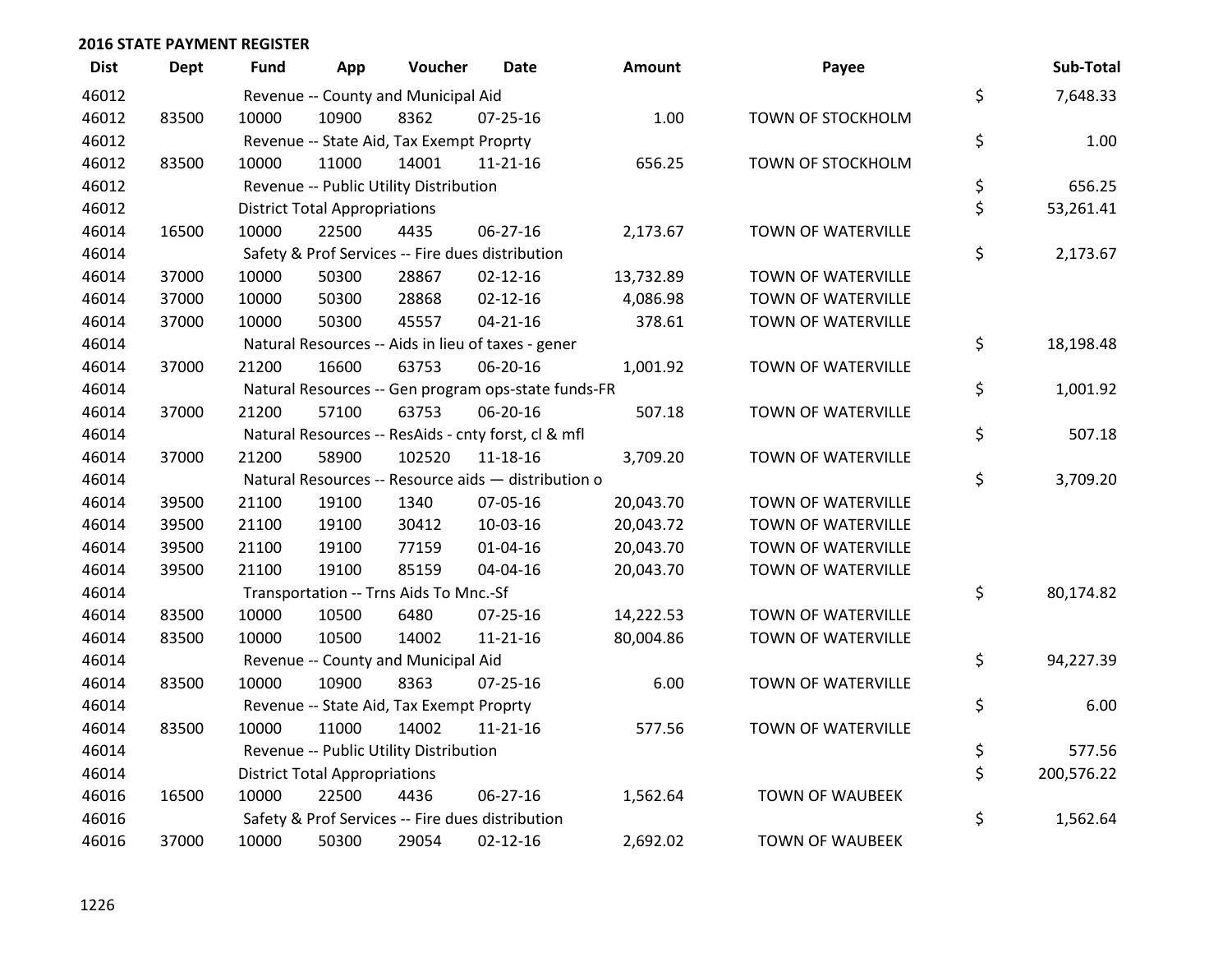## 2016 STATE PAYMENT REGISTER

| Dist | Dept | Fund | App | Voucher | Date | Amount | Payee | Sub-Total |
|---|---|---|---|---|---|---|---|---|
| 46012 | | Revenue -- County and Municipal Aid | | | | | | $ 7,648.33 |
| 46012 | 83500 | 10000 | 10900 | 8362 | 07-25-16 | 1.00 | TOWN OF STOCKHOLM | |
| 46012 | | Revenue -- State Aid, Tax Exempt Proprty | | | | | | $ 1.00 |
| 46012 | 83500 | 10000 | 11000 | 14001 | 11-21-16 | 656.25 | TOWN OF STOCKHOLM | |
| 46012 | | Revenue -- Public Utility Distribution | | | | | | $ 656.25 |
| 46012 | | District Total Appropriations | | | | | | $ 53,261.41 |
| 46014 | 16500 | 10000 | 22500 | 4435 | 06-27-16 | 2,173.67 | TOWN OF WATERVILLE | |
| 46014 | | Safety & Prof Services -- Fire dues distribution | | | | | | $ 2,173.67 |
| 46014 | 37000 | 10000 | 50300 | 28867 | 02-12-16 | 13,732.89 | TOWN OF WATERVILLE | |
| 46014 | 37000 | 10000 | 50300 | 28868 | 02-12-16 | 4,086.98 | TOWN OF WATERVILLE | |
| 46014 | 37000 | 10000 | 50300 | 45557 | 04-21-16 | 378.61 | TOWN OF WATERVILLE | |
| 46014 | | Natural Resources -- Aids in lieu of taxes - gener | | | | | | $ 18,198.48 |
| 46014 | 37000 | 21200 | 16600 | 63753 | 06-20-16 | 1,001.92 | TOWN OF WATERVILLE | |
| 46014 | | Natural Resources -- Gen program ops-state funds-FR | | | | | | $ 1,001.92 |
| 46014 | 37000 | 21200 | 57100 | 63753 | 06-20-16 | 507.18 | TOWN OF WATERVILLE | |
| 46014 | | Natural Resources -- ResAids - cnty forst, cl & mfl | | | | | | $ 507.18 |
| 46014 | 37000 | 21200 | 58900 | 102520 | 11-18-16 | 3,709.20 | TOWN OF WATERVILLE | |
| 46014 | | Natural Resources -- Resource aids — distribution o | | | | | | $ 3,709.20 |
| 46014 | 39500 | 21100 | 19100 | 1340 | 07-05-16 | 20,043.70 | TOWN OF WATERVILLE | |
| 46014 | 39500 | 21100 | 19100 | 30412 | 10-03-16 | 20,043.72 | TOWN OF WATERVILLE | |
| 46014 | 39500 | 21100 | 19100 | 77159 | 01-04-16 | 20,043.70 | TOWN OF WATERVILLE | |
| 46014 | 39500 | 21100 | 19100 | 85159 | 04-04-16 | 20,043.70 | TOWN OF WATERVILLE | |
| 46014 | | Transportation -- Trns Aids To Mnc.-Sf | | | | | | $ 80,174.82 |
| 46014 | 83500 | 10000 | 10500 | 6480 | 07-25-16 | 14,222.53 | TOWN OF WATERVILLE | |
| 46014 | 83500 | 10000 | 10500 | 14002 | 11-21-16 | 80,004.86 | TOWN OF WATERVILLE | |
| 46014 | | Revenue -- County and Municipal Aid | | | | | | $ 94,227.39 |
| 46014 | 83500 | 10000 | 10900 | 8363 | 07-25-16 | 6.00 | TOWN OF WATERVILLE | |
| 46014 | | Revenue -- State Aid, Tax Exempt Proprty | | | | | | $ 6.00 |
| 46014 | 83500 | 10000 | 11000 | 14002 | 11-21-16 | 577.56 | TOWN OF WATERVILLE | |
| 46014 | | Revenue -- Public Utility Distribution | | | | | | $ 577.56 |
| 46014 | | District Total Appropriations | | | | | | $ 200,576.22 |
| 46016 | 16500 | 10000 | 22500 | 4436 | 06-27-16 | 1,562.64 | TOWN OF WAUBEEK | |
| 46016 | | Safety & Prof Services -- Fire dues distribution | | | | | | $ 1,562.64 |
| 46016 | 37000 | 10000 | 50300 | 29054 | 02-12-16 | 2,692.02 | TOWN OF WAUBEEK | |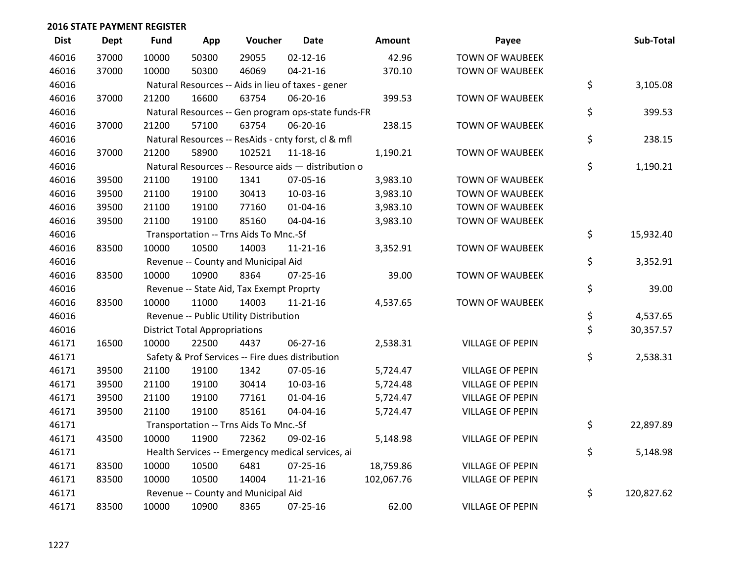## 2016 STATE PAYMENT REGISTER

| Dist | Dept | Fund | App | Voucher | Date | Amount | Payee | Sub-Total |
|---|---|---|---|---|---|---|---|---|
| 46016 | 37000 | 10000 | 50300 | 29055 | 02-12-16 | 42.96 | TOWN OF WAUBEEK | |
| 46016 | 37000 | 10000 | 50300 | 46069 | 04-21-16 | 370.10 | TOWN OF WAUBEEK | |
| 46016 | | Natural Resources -- Aids in lieu of taxes - gener | | | | | | $ 3,105.08 |
| 46016 | 37000 | 21200 | 16600 | 63754 | 06-20-16 | 399.53 | TOWN OF WAUBEEK | |
| 46016 | | Natural Resources -- Gen program ops-state funds-FR | | | | | | $ 399.53 |
| 46016 | 37000 | 21200 | 57100 | 63754 | 06-20-16 | 238.15 | TOWN OF WAUBEEK | |
| 46016 | | Natural Resources -- ResAids - cnty forst, cl & mfl | | | | | | $ 238.15 |
| 46016 | 37000 | 21200 | 58900 | 102521 | 11-18-16 | 1,190.21 | TOWN OF WAUBEEK | |
| 46016 | | Natural Resources -- Resource aids — distribution o | | | | | | $ 1,190.21 |
| 46016 | 39500 | 21100 | 19100 | 1341 | 07-05-16 | 3,983.10 | TOWN OF WAUBEEK | |
| 46016 | 39500 | 21100 | 19100 | 30413 | 10-03-16 | 3,983.10 | TOWN OF WAUBEEK | |
| 46016 | 39500 | 21100 | 19100 | 77160 | 01-04-16 | 3,983.10 | TOWN OF WAUBEEK | |
| 46016 | 39500 | 21100 | 19100 | 85160 | 04-04-16 | 3,983.10 | TOWN OF WAUBEEK | |
| 46016 | | Transportation -- Trns Aids To Mnc.-Sf | | | | | | $ 15,932.40 |
| 46016 | 83500 | 10000 | 10500 | 14003 | 11-21-16 | 3,352.91 | TOWN OF WAUBEEK | |
| 46016 | | Revenue -- County and Municipal Aid | | | | | | $ 3,352.91 |
| 46016 | 83500 | 10000 | 10900 | 8364 | 07-25-16 | 39.00 | TOWN OF WAUBEEK | |
| 46016 | | Revenue -- State Aid, Tax Exempt Proprty | | | | | | $ 39.00 |
| 46016 | 83500 | 10000 | 11000 | 14003 | 11-21-16 | 4,537.65 | TOWN OF WAUBEEK | |
| 46016 | | Revenue -- Public Utility Distribution | | | | | | $ 4,537.65 |
| 46016 | | District Total Appropriations | | | | | | $ 30,357.57 |
| 46171 | 16500 | 10000 | 22500 | 4437 | 06-27-16 | 2,538.31 | VILLAGE OF PEPIN | |
| 46171 | | Safety & Prof Services -- Fire dues distribution | | | | | | $ 2,538.31 |
| 46171 | 39500 | 21100 | 19100 | 1342 | 07-05-16 | 5,724.47 | VILLAGE OF PEPIN | |
| 46171 | 39500 | 21100 | 19100 | 30414 | 10-03-16 | 5,724.48 | VILLAGE OF PEPIN | |
| 46171 | 39500 | 21100 | 19100 | 77161 | 01-04-16 | 5,724.47 | VILLAGE OF PEPIN | |
| 46171 | 39500 | 21100 | 19100 | 85161 | 04-04-16 | 5,724.47 | VILLAGE OF PEPIN | |
| 46171 | | Transportation -- Trns Aids To Mnc.-Sf | | | | | | $ 22,897.89 |
| 46171 | 43500 | 10000 | 11900 | 72362 | 09-02-16 | 5,148.98 | VILLAGE OF PEPIN | |
| 46171 | | Health Services -- Emergency medical services, ai | | | | | | $ 5,148.98 |
| 46171 | 83500 | 10000 | 10500 | 6481 | 07-25-16 | 18,759.86 | VILLAGE OF PEPIN | |
| 46171 | 83500 | 10000 | 10500 | 14004 | 11-21-16 | 102,067.76 | VILLAGE OF PEPIN | |
| 46171 | | Revenue -- County and Municipal Aid | | | | | | $ 120,827.62 |
| 46171 | 83500 | 10000 | 10900 | 8365 | 07-25-16 | 62.00 | VILLAGE OF PEPIN | |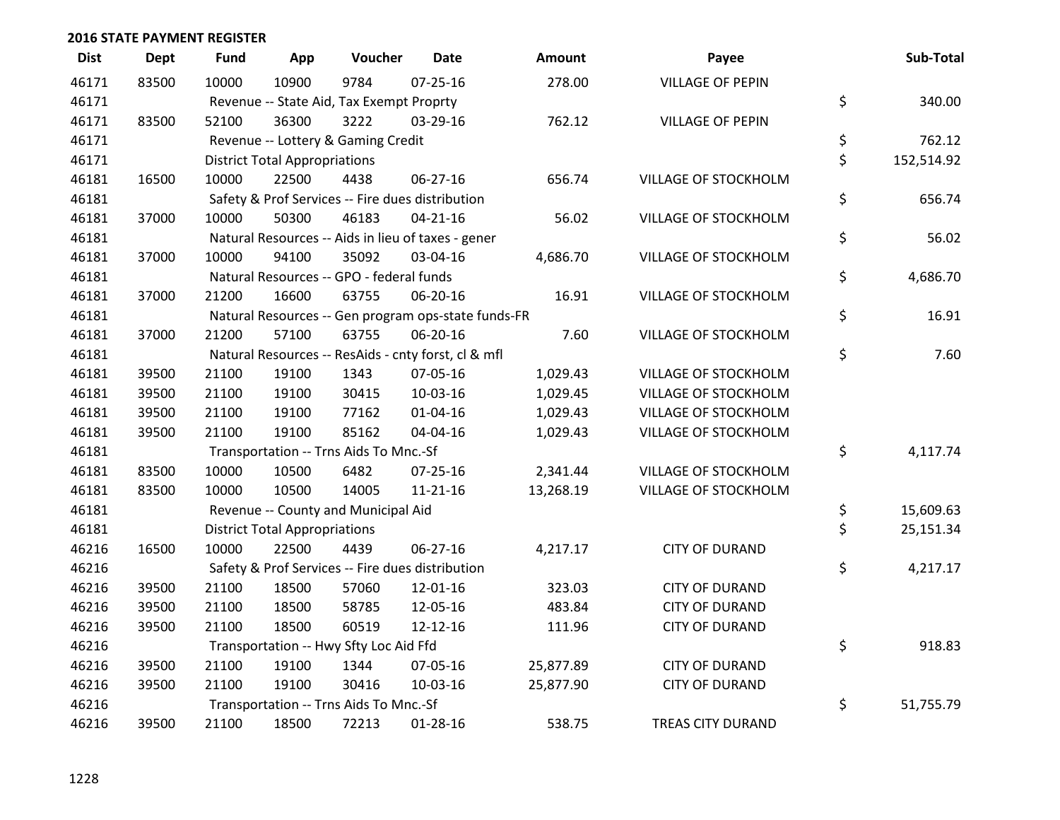## 2016 STATE PAYMENT REGISTER

| Dist | Dept | Fund | App | Voucher | Date | Amount | Payee | Sub-Total |
|---|---|---|---|---|---|---|---|---|
| 46171 | 83500 | 10000 | 10900 | 9784 | 07-25-16 | 278.00 | VILLAGE OF PEPIN | |
| 46171 | | Revenue -- State Aid, Tax Exempt Proprty | | | | | | $ 340.00 |
| 46171 | 83500 | 52100 | 36300 | 3222 | 03-29-16 | 762.12 | VILLAGE OF PEPIN | |
| 46171 | | Revenue -- Lottery & Gaming Credit | | | | | | $ 762.12 |
| 46171 | | District Total Appropriations | | | | | | $ 152,514.92 |
| 46181 | 16500 | 10000 | 22500 | 4438 | 06-27-16 | 656.74 | VILLAGE OF STOCKHOLM | |
| 46181 | | Safety & Prof Services -- Fire dues distribution | | | | | | $ 656.74 |
| 46181 | 37000 | 10000 | 50300 | 46183 | 04-21-16 | 56.02 | VILLAGE OF STOCKHOLM | |
| 46181 | | Natural Resources -- Aids in lieu of taxes - gener | | | | | | $ 56.02 |
| 46181 | 37000 | 10000 | 94100 | 35092 | 03-04-16 | 4,686.70 | VILLAGE OF STOCKHOLM | |
| 46181 | | Natural Resources -- GPO - federal funds | | | | | | $ 4,686.70 |
| 46181 | 37000 | 21200 | 16600 | 63755 | 06-20-16 | 16.91 | VILLAGE OF STOCKHOLM | |
| 46181 | | Natural Resources -- Gen program ops-state funds-FR | | | | | | $ 16.91 |
| 46181 | 37000 | 21200 | 57100 | 63755 | 06-20-16 | 7.60 | VILLAGE OF STOCKHOLM | |
| 46181 | | Natural Resources -- ResAids - cnty forst, cl & mfl | | | | | | $ 7.60 |
| 46181 | 39500 | 21100 | 19100 | 1343 | 07-05-16 | 1,029.43 | VILLAGE OF STOCKHOLM | |
| 46181 | 39500 | 21100 | 19100 | 30415 | 10-03-16 | 1,029.45 | VILLAGE OF STOCKHOLM | |
| 46181 | 39500 | 21100 | 19100 | 77162 | 01-04-16 | 1,029.43 | VILLAGE OF STOCKHOLM | |
| 46181 | 39500 | 21100 | 19100 | 85162 | 04-04-16 | 1,029.43 | VILLAGE OF STOCKHOLM | |
| 46181 | | Transportation -- Trns Aids To Mnc.-Sf | | | | | | $ 4,117.74 |
| 46181 | 83500 | 10000 | 10500 | 6482 | 07-25-16 | 2,341.44 | VILLAGE OF STOCKHOLM | |
| 46181 | 83500 | 10000 | 10500 | 14005 | 11-21-16 | 13,268.19 | VILLAGE OF STOCKHOLM | |
| 46181 | | Revenue -- County and Municipal Aid | | | | | | $ 15,609.63 |
| 46181 | | District Total Appropriations | | | | | | $ 25,151.34 |
| 46216 | 16500 | 10000 | 22500 | 4439 | 06-27-16 | 4,217.17 | CITY OF DURAND | |
| 46216 | | Safety & Prof Services -- Fire dues distribution | | | | | | $ 4,217.17 |
| 46216 | 39500 | 21100 | 18500 | 57060 | 12-01-16 | 323.03 | CITY OF DURAND | |
| 46216 | 39500 | 21100 | 18500 | 58785 | 12-05-16 | 483.84 | CITY OF DURAND | |
| 46216 | 39500 | 21100 | 18500 | 60519 | 12-12-16 | 111.96 | CITY OF DURAND | |
| 46216 | | Transportation -- Hwy Sfty Loc Aid Ffd | | | | | | $ 918.83 |
| 46216 | 39500 | 21100 | 19100 | 1344 | 07-05-16 | 25,877.89 | CITY OF DURAND | |
| 46216 | 39500 | 21100 | 19100 | 30416 | 10-03-16 | 25,877.90 | CITY OF DURAND | |
| 46216 | | Transportation -- Trns Aids To Mnc.-Sf | | | | | | $ 51,755.79 |
| 46216 | 39500 | 21100 | 18500 | 72213 | 01-28-16 | 538.75 | TREAS CITY DURAND | |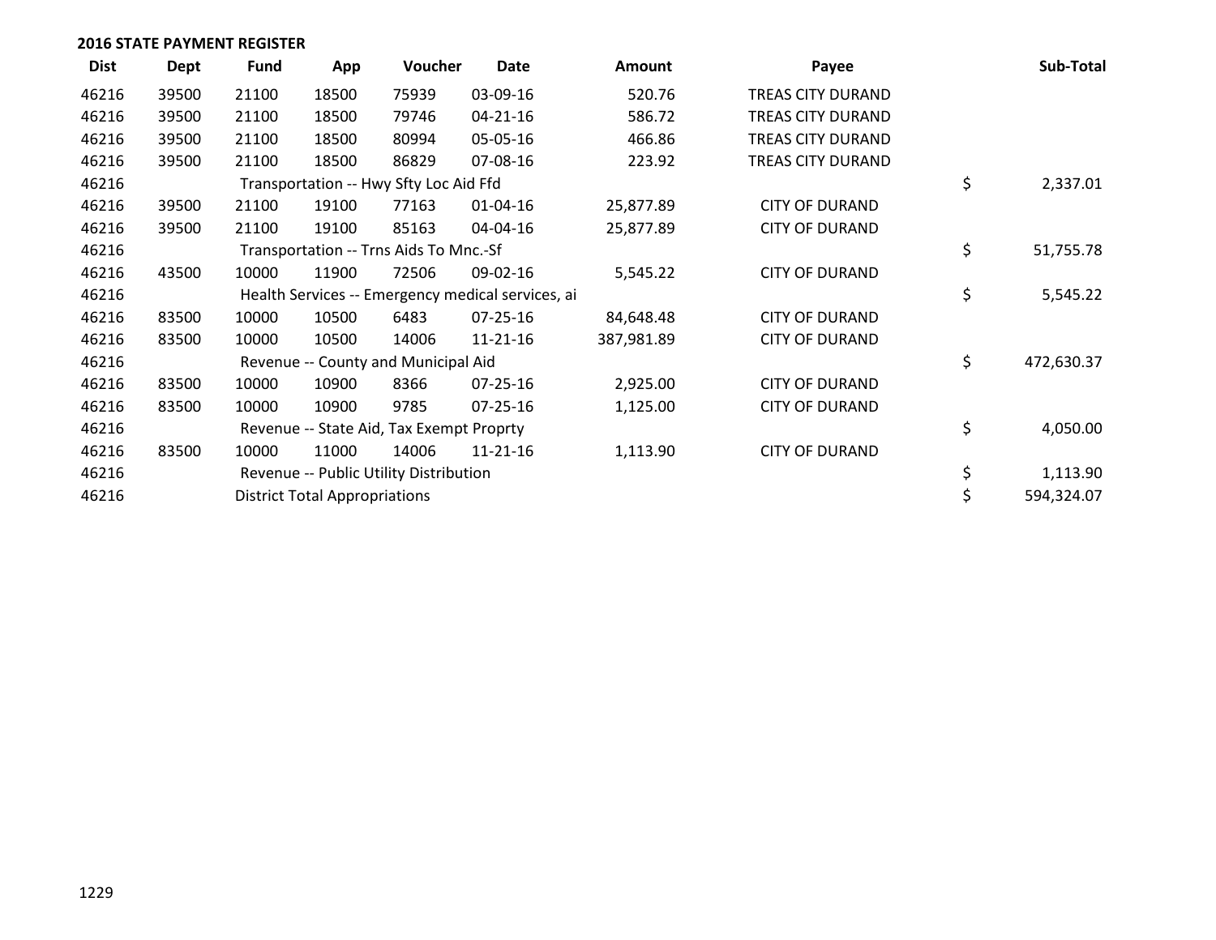## 2016 STATE PAYMENT REGISTER

| Dist | Dept | Fund | App | Voucher | Date | Amount | Payee | | Sub-Total |
|---|---|---|---|---|---|---|---|---|---|
| 46216 | 39500 | 21100 | 18500 | 75939 | 03-09-16 | 520.76 | TREAS CITY DURAND | | |
| 46216 | 39500 | 21100 | 18500 | 79746 | 04-21-16 | 586.72 | TREAS CITY DURAND | | |
| 46216 | 39500 | 21100 | 18500 | 80994 | 05-05-16 | 466.86 | TREAS CITY DURAND | | |
| 46216 | 39500 | 21100 | 18500 | 86829 | 07-08-16 | 223.92 | TREAS CITY DURAND | | |
| 46216 | | Transportation -- Hwy Sfty Loc Aid Ffd | | | | | | $ | 2,337.01 |
| 46216 | 39500 | 21100 | 19100 | 77163 | 01-04-16 | 25,877.89 | CITY OF DURAND | | |
| 46216 | 39500 | 21100 | 19100 | 85163 | 04-04-16 | 25,877.89 | CITY OF DURAND | | |
| 46216 | | Transportation -- Trns Aids To Mnc.-Sf | | | | | | $ | 51,755.78 |
| 46216 | 43500 | 10000 | 11900 | 72506 | 09-02-16 | 5,545.22 | CITY OF DURAND | | |
| 46216 | | Health Services -- Emergency medical services, ai | | | | | | $ | 5,545.22 |
| 46216 | 83500 | 10000 | 10500 | 6483 | 07-25-16 | 84,648.48 | CITY OF DURAND | | |
| 46216 | 83500 | 10000 | 10500 | 14006 | 11-21-16 | 387,981.89 | CITY OF DURAND | | |
| 46216 | | Revenue -- County and Municipal Aid | | | | | | $ | 472,630.37 |
| 46216 | 83500 | 10000 | 10900 | 8366 | 07-25-16 | 2,925.00 | CITY OF DURAND | | |
| 46216 | 83500 | 10000 | 10900 | 9785 | 07-25-16 | 1,125.00 | CITY OF DURAND | | |
| 46216 | | Revenue -- State Aid, Tax Exempt Proprty | | | | | | $ | 4,050.00 |
| 46216 | 83500 | 10000 | 11000 | 14006 | 11-21-16 | 1,113.90 | CITY OF DURAND | | |
| 46216 | | Revenue -- Public Utility Distribution | | | | | | $ | 1,113.90 |
| 46216 | | District Total Appropriations | | | | | | $ | 594,324.07 |